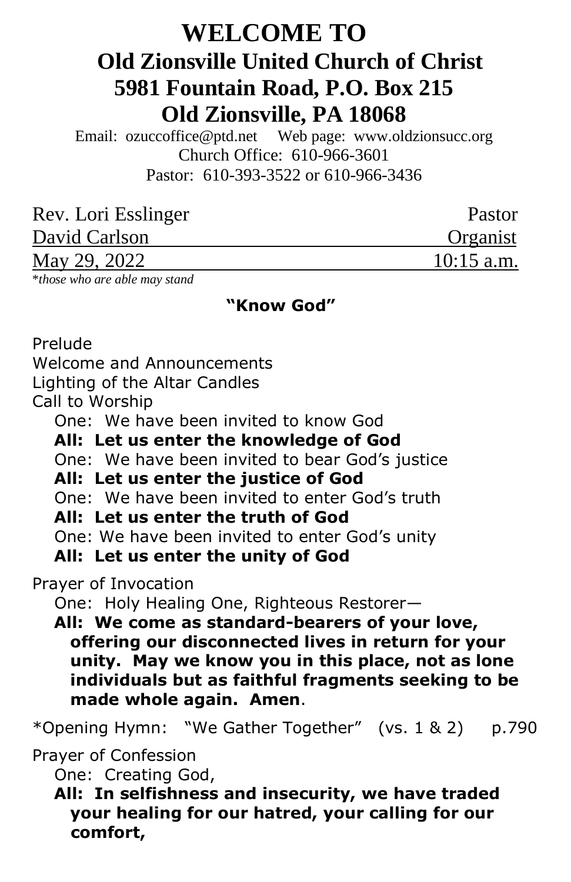# WELCOME TO
# Old Zionsville United Church of Christ
# 5981 Fountain Road, P.O. Box 215
# Old Zionsville, PA 18068

Email: ozuccoffice@ptd.net   Web page: www.oldzionsucc.org
Church Office: 610-966-3601
Pastor: 610-393-3522 or 610-966-3436

| | |
|---|---|
| Rev. Lori Esslinger | Pastor |
| David Carlson | Organist |
| May 29, 2022 | 10:15 a.m. |

\**those who are able may stand*

**"Know God"**

Prelude
Welcome and Announcements
Lighting of the Altar Candles
Call to Worship

One: We have been invited to know God
**All: Let us enter the knowledge of God**
One: We have been invited to bear God's justice
**All: Let us enter the justice of God**
One: We have been invited to enter God's truth
**All: Let us enter the truth of God**
One: We have been invited to enter God's unity
**All: Let us enter the unity of God**

Prayer of Invocation

One: Holy Healing One, Righteous Restorer—
**All: We come as standard-bearers of your love, offering our disconnected lives in return for your unity. May we know you in this place, not as lone individuals but as faithful fragments seeking to be made whole again. Amen**.

\*Opening Hymn: "We Gather Together" (vs. 1 & 2) p.790

Prayer of Confession

One: Creating God,
**All: In selfishness and insecurity, we have traded your healing for our hatred, your calling for our comfort,**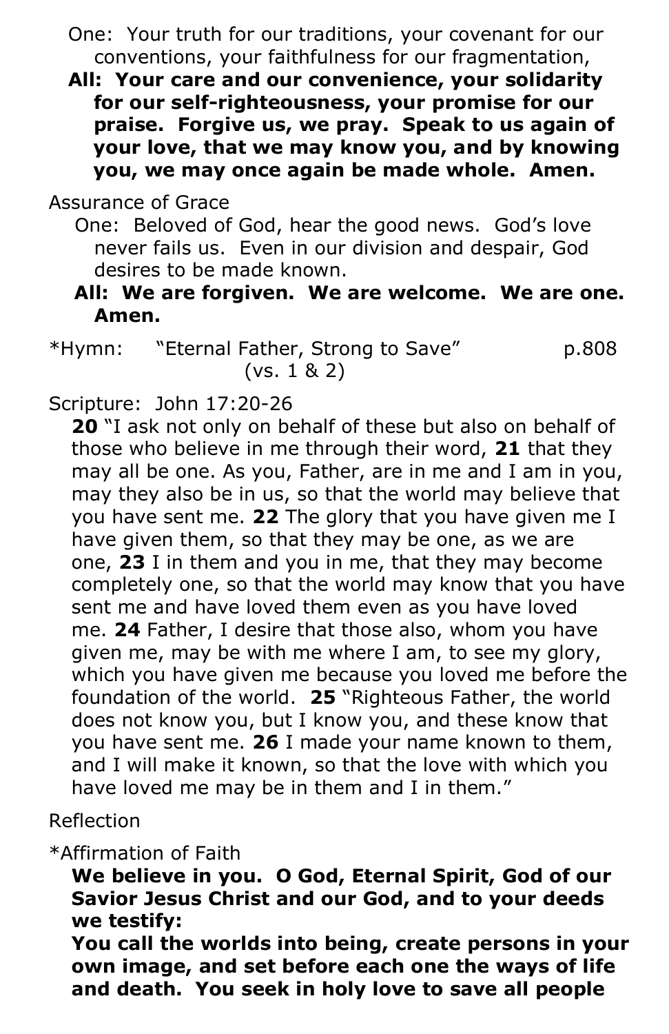One: Your truth for our traditions, your covenant for our conventions, your faithfulness for our fragmentation,

**All: Your care and our convenience, your solidarity for our self-righteousness, your promise for our praise. Forgive us, we pray. Speak to us again of your love, that we may know you, and by knowing you, we may once again be made whole. Amen.**

Assurance of Grace

One: Beloved of God, hear the good news. God's love never fails us. Even in our division and despair, God desires to be made known.

**All: We are forgiven. We are welcome. We are one. Amen.**

*Hymn: "Eternal Father, Strong to Save" (vs. 1 & 2) p.808

Scripture: John 17:20-26

**20** "I ask not only on behalf of these but also on behalf of those who believe in me through their word, **21** that they may all be one. As you, Father, are in me and I am in you, may they also be in us, so that the world may believe that you have sent me. **22** The glory that you have given me I have given them, so that they may be one, as we are one, **23** I in them and you in me, that they may become completely one, so that the world may know that you have sent me and have loved them even as you have loved me. **24** Father, I desire that those also, whom you have given me, may be with me where I am, to see my glory, which you have given me because you loved me before the foundation of the world. **25** "Righteous Father, the world does not know you, but I know you, and these know that you have sent me. **26** I made your name known to them, and I will make it known, so that the love with which you have loved me may be in them and I in them."

Reflection

*Affirmation of Faith

**We believe in you. O God, Eternal Spirit, God of our Savior Jesus Christ and our God, and to your deeds we testify:**

**You call the worlds into being, create persons in your own image, and set before each one the ways of life and death. You seek in holy love to save all people**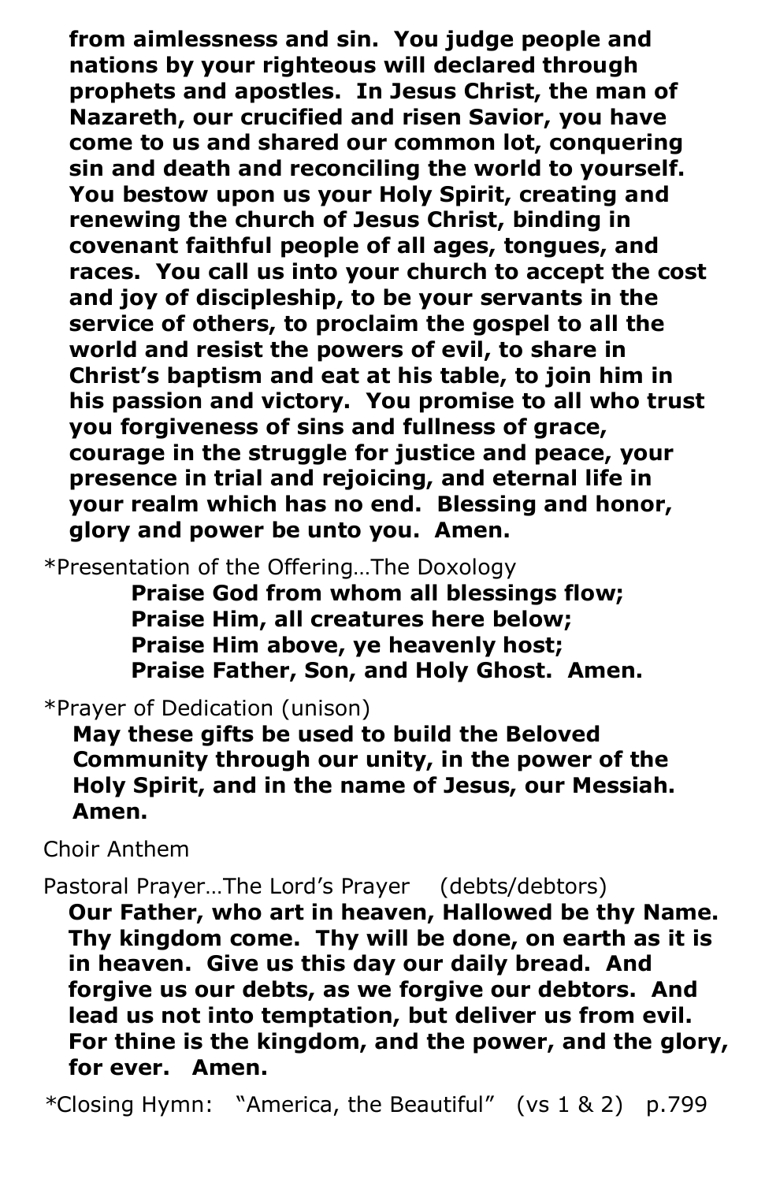**from aimlessness and sin. You judge people and nations by your righteous will declared through prophets and apostles. In Jesus Christ, the man of Nazareth, our crucified and risen Savior, you have come to us and shared our common lot, conquering sin and death and reconciling the world to yourself. You bestow upon us your Holy Spirit, creating and renewing the church of Jesus Christ, binding in covenant faithful people of all ages, tongues, and races. You call us into your church to accept the cost and joy of discipleship, to be your servants in the service of others, to proclaim the gospel to all the world and resist the powers of evil, to share in Christ's baptism and eat at his table, to join him in his passion and victory. You promise to all who trust you forgiveness of sins and fullness of grace, courage in the struggle for justice and peace, your presence in trial and rejoicing, and eternal life in your realm which has no end. Blessing and honor, glory and power be unto you. Amen.**

*Presentation of the Offering…The Doxology

**Praise God from whom all blessings flow;**
**Praise Him, all creatures here below;**
**Praise Him above, ye heavenly host;**
**Praise Father, Son, and Holy Ghost. Amen.**

*Prayer of Dedication (unison)

**May these gifts be used to build the Beloved Community through our unity, in the power of the Holy Spirit, and in the name of Jesus, our Messiah. Amen.**

Choir Anthem

Pastoral Prayer…The Lord's Prayer (debts/debtors)

**Our Father, who art in heaven, Hallowed be thy Name. Thy kingdom come. Thy will be done, on earth as it is in heaven. Give us this day our daily bread. And forgive us our debts, as we forgive our debtors. And lead us not into temptation, but deliver us from evil. For thine is the kingdom, and the power, and the glory, for ever. Amen.**

*Closing Hymn: "America, the Beautiful" (vs 1 & 2) p.799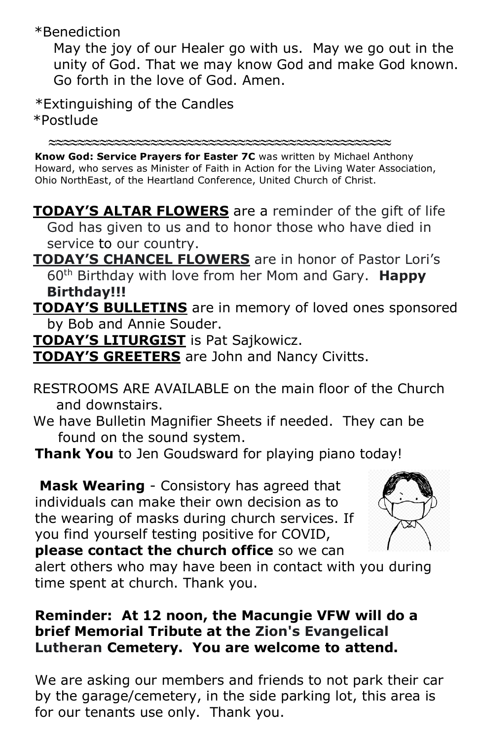*Benediction

May the joy of our Healer go with us. May we go out in the unity of God. That we may know God and make God known. Go forth in the love of God. Amen.

*Extinguishing of the Candles

*Postlude

≈≈≈≈≈≈≈≈≈≈≈≈≈≈≈≈≈≈≈≈≈≈≈≈≈≈≈≈≈≈≈≈≈≈≈≈≈≈≈≈≈≈

**Know God: Service Prayers for Easter 7C** was written by Michael Anthony Howard, who serves as Minister of Faith in Action for the Living Water Association, Ohio NorthEast, of the Heartland Conference, United Church of Christ.

**TODAY'S ALTAR FLOWERS** are a reminder of the gift of life God has given to us and to honor those who have died in service to our country.

**TODAY'S CHANCEL FLOWERS** are in honor of Pastor Lori's 60th Birthday with love from her Mom and Gary. **Happy Birthday!!!**

**TODAY'S BULLETINS** are in memory of loved ones sponsored by Bob and Annie Souder.

**TODAY'S LITURGIST** is Pat Sajkowicz.

**TODAY'S GREETERS** are John and Nancy Civitts.

RESTROOMS ARE AVAILABLE on the main floor of the Church and downstairs.

We have Bulletin Magnifier Sheets if needed. They can be found on the sound system.

**Thank You** to Jen Goudsward for playing piano today!

**Mask Wearing** - Consistory has agreed that individuals can make their own decision as to the wearing of masks during church services. If you find yourself testing positive for COVID, **please contact the church office** so we can alert others who may have been in contact with you during time spent at church. Thank you.

**Reminder: At 12 noon, the Macungie VFW will do a brief Memorial Tribute at the Zion's Evangelical Lutheran Cemetery. You are welcome to attend.**

We are asking our members and friends to not park their car by the garage/cemetery, in the side parking lot, this area is for our tenants use only. Thank you.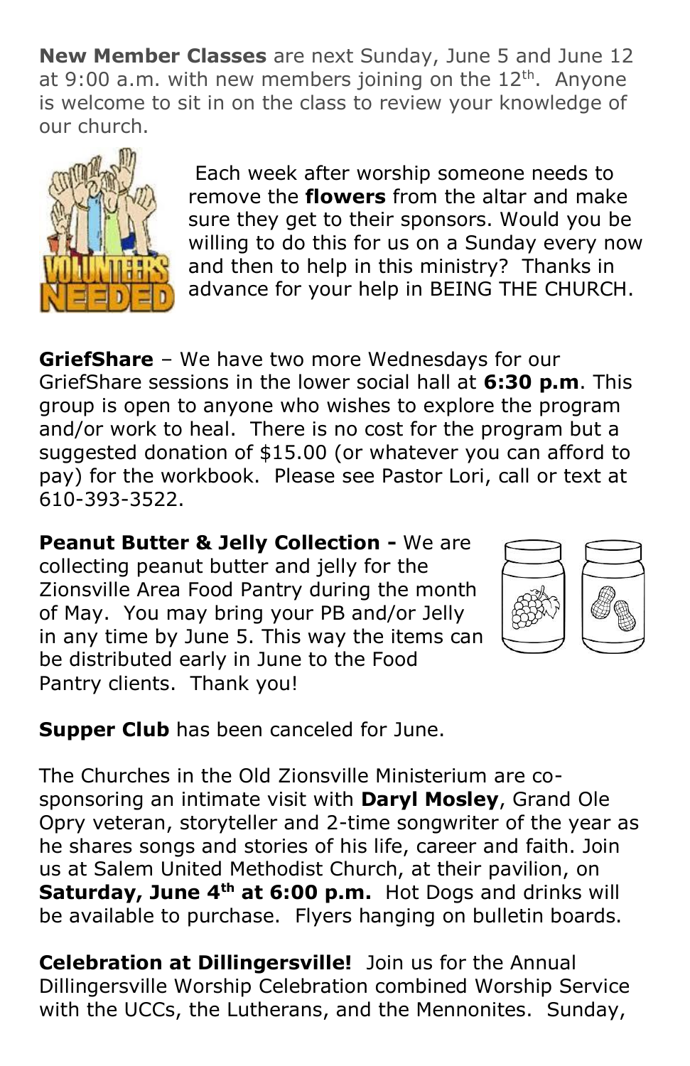**New Member Classes** are next Sunday, June 5 and June 12 at 9:00 a.m. with new members joining on the 12th. Anyone is welcome to sit in on the class to review your knowledge of our church.

Each week after worship someone needs to remove the **flowers** from the altar and make sure they get to their sponsors. Would you be willing to do this for us on a Sunday every now and then to help in this ministry? Thanks in advance for your help in BEING THE CHURCH.

**GriefShare** – We have two more Wednesdays for our GriefShare sessions in the lower social hall at **6:30 p.m**. This group is open to anyone who wishes to explore the program and/or work to heal. There is no cost for the program but a suggested donation of $15.00 (or whatever you can afford to pay) for the workbook. Please see Pastor Lori, call or text at 610-393-3522.

**Peanut Butter & Jelly Collection -** We are collecting peanut butter and jelly for the Zionsville Area Food Pantry during the month of May. You may bring your PB and/or Jelly in any time by June 5. This way the items can be distributed early in June to the Food Pantry clients. Thank you!

**Supper Club** has been canceled for June.

The Churches in the Old Zionsville Ministerium are co-sponsoring an intimate visit with **Daryl Mosley**, Grand Ole Opry veteran, storyteller and 2-time songwriter of the year as he shares songs and stories of his life, career and faith. Join us at Salem United Methodist Church, at their pavilion, on **Saturday, June 4th at 6:00 p.m.** Hot Dogs and drinks will be available to purchase. Flyers hanging on bulletin boards.

**Celebration at Dillingersville!** Join us for the Annual Dillingersville Worship Celebration combined Worship Service with the UCCs, the Lutherans, and the Mennonites. Sunday,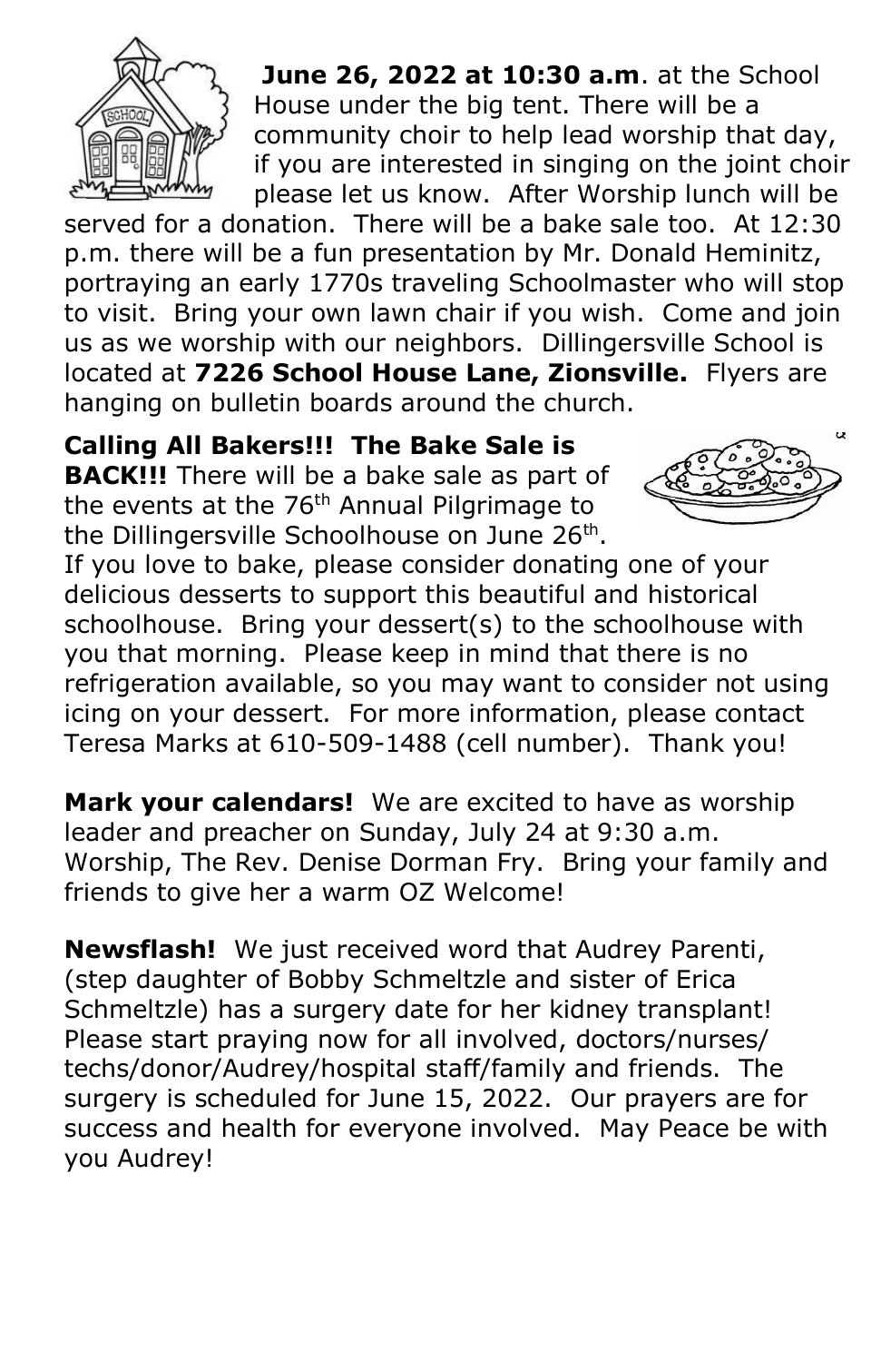**June 26, 2022 at 10:30 a.m**. at the School House under the big tent. There will be a community choir to help lead worship that day, if you are interested in singing on the joint choir please let us know. After Worship lunch will be served for a donation. There will be a bake sale too. At 12:30 p.m. there will be a fun presentation by Mr. Donald Heminitz, portraying an early 1770s traveling Schoolmaster who will stop to visit. Bring your own lawn chair if you wish. Come and join us as we worship with our neighbors. Dillingersville School is located at **7226 School House Lane, Zionsville.** Flyers are hanging on bulletin boards around the church.

**Calling All Bakers!!! The Bake Sale is BACK!!!** There will be a bake sale as part of the events at the 76th Annual Pilgrimage to the Dillingersville Schoolhouse on June 26th. If you love to bake, please consider donating one of your delicious desserts to support this beautiful and historical schoolhouse. Bring your dessert(s) to the schoolhouse with you that morning. Please keep in mind that there is no refrigeration available, so you may want to consider not using icing on your dessert. For more information, please contact Teresa Marks at 610-509-1488 (cell number). Thank you!

**Mark your calendars!** We are excited to have as worship leader and preacher on Sunday, July 24 at 9:30 a.m. Worship, The Rev. Denise Dorman Fry. Bring your family and friends to give her a warm OZ Welcome!

**Newsflash!** We just received word that Audrey Parenti, (step daughter of Bobby Schmeltzle and sister of Erica Schmeltzle) has a surgery date for her kidney transplant! Please start praying now for all involved, doctors/nurses/ techs/donor/Audrey/hospital staff/family and friends. The surgery is scheduled for June 15, 2022. Our prayers are for success and health for everyone involved. May Peace be with you Audrey!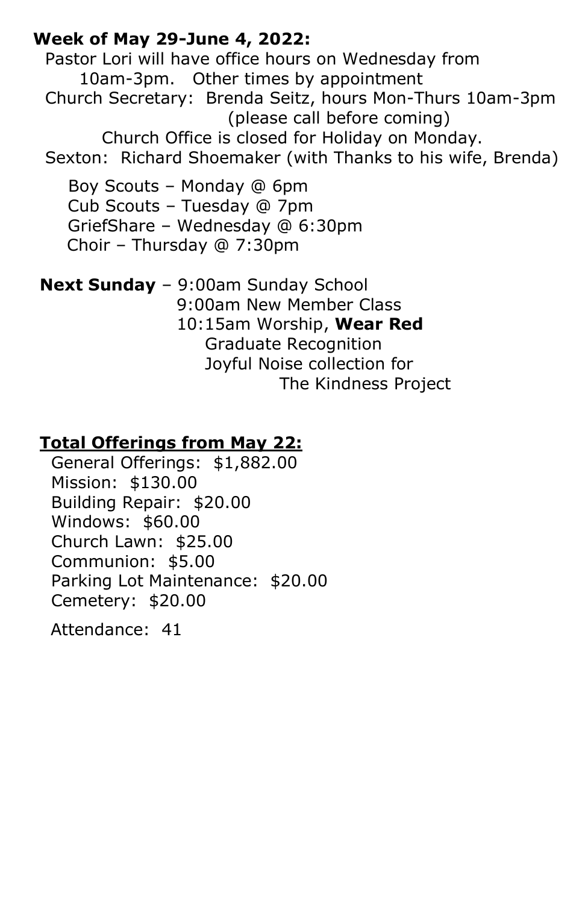**Week of May 29-June 4, 2022:**

Pastor Lori will have office hours on Wednesday from 10am-3pm. Other times by appointment

Church Secretary: Brenda Seitz, hours Mon-Thurs 10am-3pm (please call before coming)

Church Office is closed for Holiday on Monday.

Sexton: Richard Shoemaker (with Thanks to his wife, Brenda)

Boy Scouts – Monday @ 6pm
Cub Scouts – Tuesday @ 7pm
GriefShare – Wednesday @ 6:30pm
Choir – Thursday @ 7:30pm

**Next Sunday** – 9:00am Sunday School
9:00am New Member Class
10:15am Worship, **Wear Red**
Graduate Recognition
Joyful Noise collection for The Kindness Project

**Total Offerings from May 22:**

General Offerings: $1,882.00
Mission: $130.00
Building Repair: $20.00
Windows: $60.00
Church Lawn: $25.00
Communion: $5.00
Parking Lot Maintenance: $20.00
Cemetery: $20.00

Attendance: 41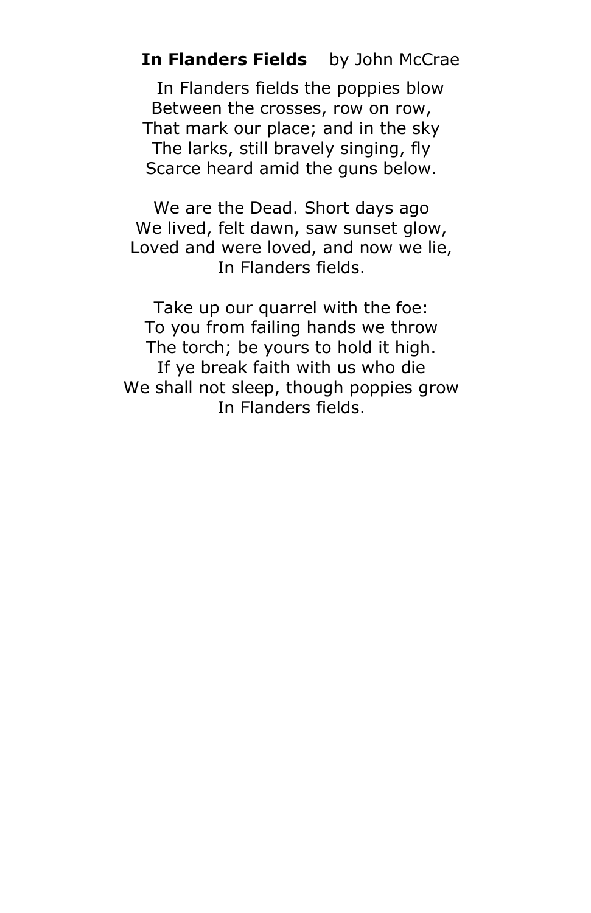**In Flanders Fields** by John McCrae

In Flanders fields the poppies blow  
Between the crosses, row on row,  
That mark our place; and in the sky  
The larks, still bravely singing, fly  
Scarce heard amid the guns below.

We are the Dead. Short days ago  
We lived, felt dawn, saw sunset glow,  
Loved and were loved, and now we lie,  
In Flanders fields.

Take up our quarrel with the foe:  
To you from failing hands we throw  
The torch; be yours to hold it high.  
If ye break faith with us who die  
We shall not sleep, though poppies grow  
In Flanders fields.